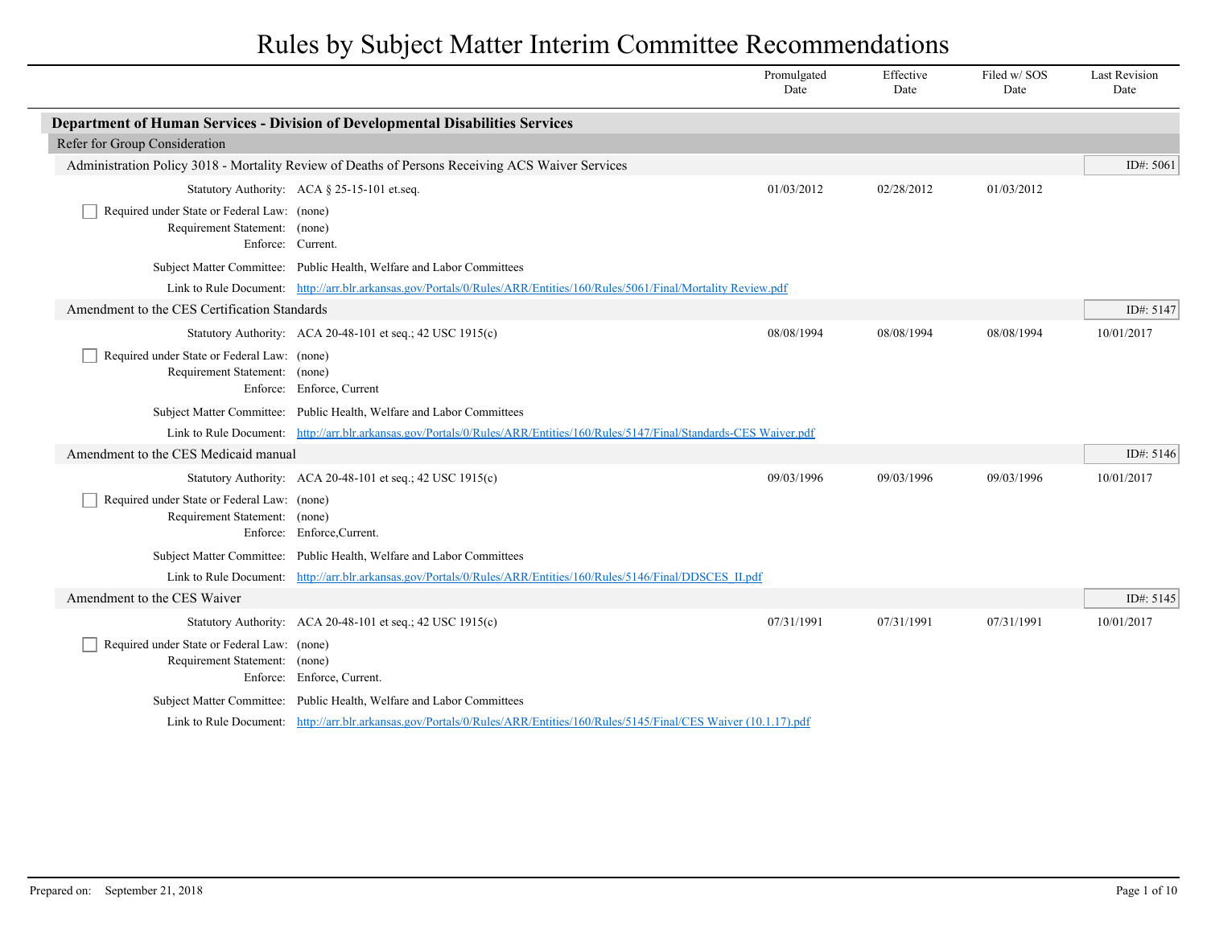# Rules by Subject Matter Interim Committee Recommendations

| | Promulgated Date | Effective Date | Filed w/ SOS Date | Last Revision Date |
|---|---|---|---|---|

## Department of Human Services - Division of Developmental Disabilities Services

### Refer for Group Consideration

#### Administration Policy 3018 - Mortality Review of Deaths of Persons Receiving ACS Waiver Services

ID#: 5061

| | Promulgated Date | Effective Date | Filed w/ SOS Date | Last Revision Date |
|---|---|---|---|---|
| Statutory Authority: ACA § 25-15-101 et.seq. | 01/03/2012 | 02/28/2012 | 01/03/2012 | |

- [ ] Required under State or Federal Law: (none)

Requirement Statement: (none)

Enforce: Current.

Subject Matter Committee: Public Health, Welfare and Labor Committees

Link to Rule Document: http://arr.blr.arkansas.gov/Portals/0/Rules/ARR/Entities/160/Rules/5061/Final/Mortality Review.pdf

#### Amendment to the CES Certification Standards

ID#: 5147

| | Promulgated Date | Effective Date | Filed w/ SOS Date | Last Revision Date |
|---|---|---|---|---|
| Statutory Authority: ACA 20-48-101 et seq.; 42 USC 1915(c) | 08/08/1994 | 08/08/1994 | 08/08/1994 | 10/01/2017 |

- [ ] Required under State or Federal Law: (none)

Requirement Statement: (none)

Enforce: Enforce, Current

Subject Matter Committee: Public Health, Welfare and Labor Committees

Link to Rule Document: http://arr.blr.arkansas.gov/Portals/0/Rules/ARR/Entities/160/Rules/5147/Final/Standards-CES Waiver.pdf

#### Amendment to the CES Medicaid manual

ID#: 5146

| | Promulgated Date | Effective Date | Filed w/ SOS Date | Last Revision Date |
|---|---|---|---|---|
| Statutory Authority: ACA 20-48-101 et seq.; 42 USC 1915(c) | 09/03/1996 | 09/03/1996 | 09/03/1996 | 10/01/2017 |

- [ ] Required under State or Federal Law: (none)

Requirement Statement: (none)

Enforce: Enforce,Current.

Subject Matter Committee: Public Health, Welfare and Labor Committees

Link to Rule Document: http://arr.blr.arkansas.gov/Portals/0/Rules/ARR/Entities/160/Rules/5146/Final/DDSCES_II.pdf

#### Amendment to the CES Waiver

ID#: 5145

| | Promulgated Date | Effective Date | Filed w/ SOS Date | Last Revision Date |
|---|---|---|---|---|
| Statutory Authority: ACA 20-48-101 et seq.; 42 USC 1915(c) | 07/31/1991 | 07/31/1991 | 07/31/1991 | 10/01/2017 |

- [ ] Required under State or Federal Law: (none)

Requirement Statement: (none)

Enforce: Enforce, Current.

Subject Matter Committee: Public Health, Welfare and Labor Committees

Link to Rule Document: http://arr.blr.arkansas.gov/Portals/0/Rules/ARR/Entities/160/Rules/5145/Final/CES Waiver (10.1.17).pdf

Prepared on: September 21, 2018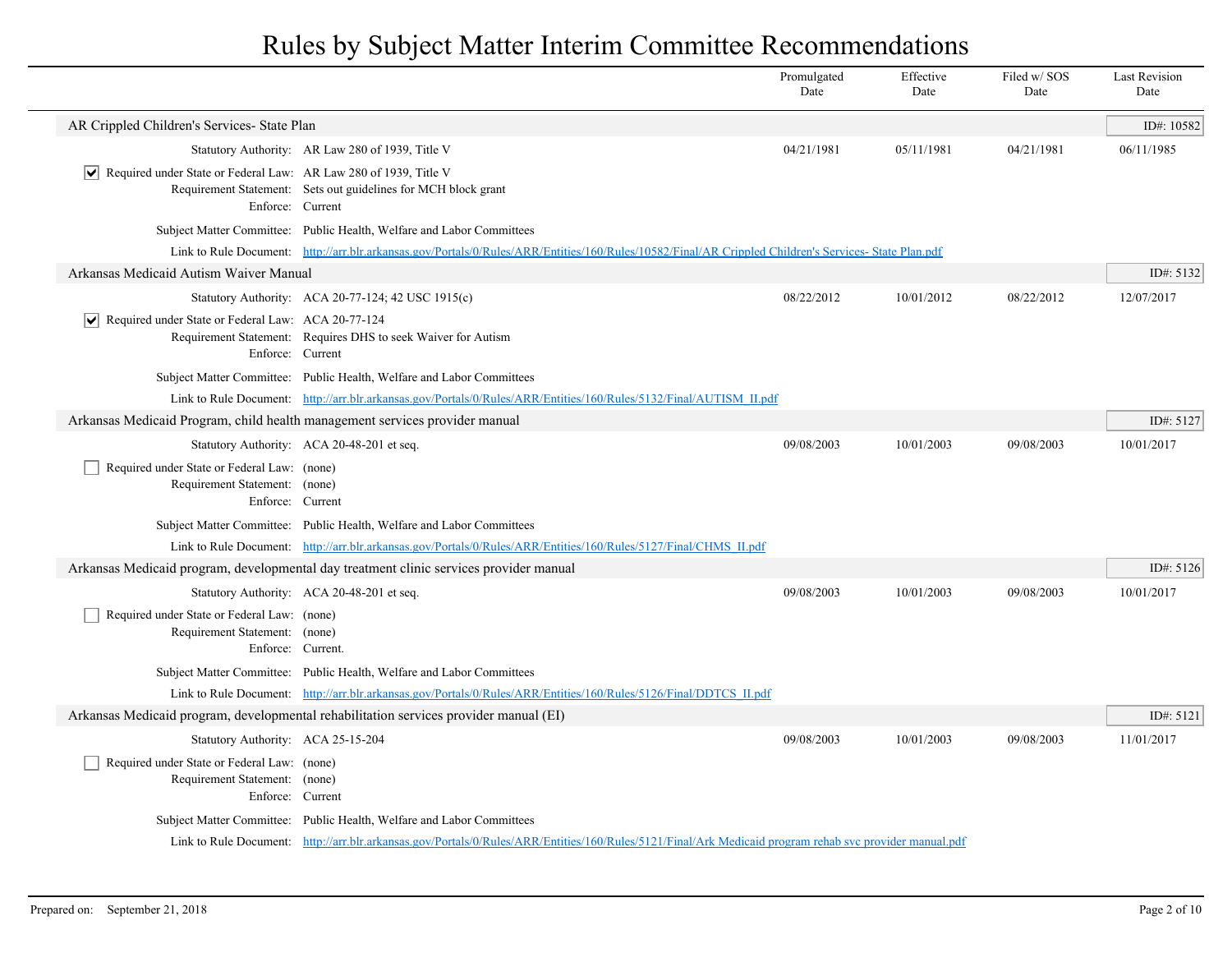# Rules by Subject Matter Interim Committee Recommendations

| | Promulgated Date | Effective Date | Filed w/ SOS Date | Last Revision Date |
|---|---|---|---|---|

## AR Crippled Children's Services- State Plan

**ID#: 10582**

| | Promulgated Date | Effective Date | Filed w/ SOS Date | Last Revision Date |
|---|---|---|---|---|
| Statutory Authority: AR Law 280 of 1939, Title V | 04/21/1981 | 05/11/1981 | 04/21/1981 | 06/11/1985 |

- [x] Required under State or Federal Law: AR Law 280 of 1939, Title V
- Requirement Statement: Sets out guidelines for MCH block grant
- Enforce: Current
- Subject Matter Committee: Public Health, Welfare and Labor Committees
- Link to Rule Document: http://arr.blr.arkansas.gov/Portals/0/Rules/ARR/Entities/160/Rules/10582/Final/AR Crippled Children's Services- State Plan.pdf

## Arkansas Medicaid Autism Waiver Manual

**ID#: 5132**

| | Promulgated Date | Effective Date | Filed w/ SOS Date | Last Revision Date |
|---|---|---|---|---|
| Statutory Authority: ACA 20-77-124; 42 USC 1915(c) | 08/22/2012 | 10/01/2012 | 08/22/2012 | 12/07/2017 |

- [x] Required under State or Federal Law: ACA 20-77-124
- Requirement Statement: Requires DHS to seek Waiver for Autism
- Enforce: Current
- Subject Matter Committee: Public Health, Welfare and Labor Committees
- Link to Rule Document: http://arr.blr.arkansas.gov/Portals/0/Rules/ARR/Entities/160/Rules/5132/Final/AUTISM_II.pdf

## Arkansas Medicaid Program, child health management services provider manual

**ID#: 5127**

| | Promulgated Date | Effective Date | Filed w/ SOS Date | Last Revision Date |
|---|---|---|---|---|
| Statutory Authority: ACA 20-48-201 et seq. | 09/08/2003 | 10/01/2003 | 09/08/2003 | 10/01/2017 |

- [ ] Required under State or Federal Law: (none)
- Requirement Statement: (none)
- Enforce: Current
- Subject Matter Committee: Public Health, Welfare and Labor Committees
- Link to Rule Document: http://arr.blr.arkansas.gov/Portals/0/Rules/ARR/Entities/160/Rules/5127/Final/CHMS_II.pdf

## Arkansas Medicaid program, developmental day treatment clinic services provider manual

**ID#: 5126**

| | Promulgated Date | Effective Date | Filed w/ SOS Date | Last Revision Date |
|---|---|---|---|---|
| Statutory Authority: ACA 20-48-201 et seq. | 09/08/2003 | 10/01/2003 | 09/08/2003 | 10/01/2017 |

- [ ] Required under State or Federal Law: (none)
- Requirement Statement: (none)
- Enforce: Current.
- Subject Matter Committee: Public Health, Welfare and Labor Committees
- Link to Rule Document: http://arr.blr.arkansas.gov/Portals/0/Rules/ARR/Entities/160/Rules/5126/Final/DDTCS_II.pdf

## Arkansas Medicaid program, developmental rehabilitation services provider manual (EI)

**ID#: 5121**

| | Promulgated Date | Effective Date | Filed w/ SOS Date | Last Revision Date |
|---|---|---|---|---|
| Statutory Authority: ACA 25-15-204 | 09/08/2003 | 10/01/2003 | 09/08/2003 | 11/01/2017 |

- [ ] Required under State or Federal Law: (none)
- Requirement Statement: (none)
- Enforce: Current
- Subject Matter Committee: Public Health, Welfare and Labor Committees
- Link to Rule Document: http://arr.blr.arkansas.gov/Portals/0/Rules/ARR/Entities/160/Rules/5121/Final/Ark Medicaid program rehab svc provider manual.pdf

Prepared on: September 21, 2018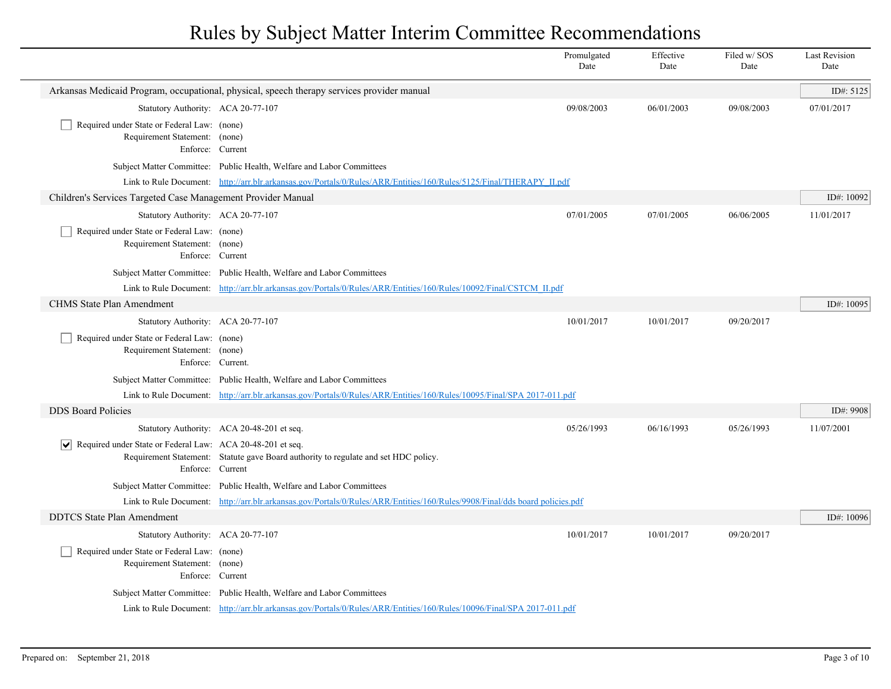# Rules by Subject Matter Interim Committee Recommendations

| | Promulgated Date | Effective Date | Filed w/ SOS Date | Last Revision Date |
|---|---|---|---|---|

## Arkansas Medicaid Program, occupational, physical, speech therapy services provider manual

ID#: 5125

| | Promulgated Date | Effective Date | Filed w/ SOS Date | Last Revision Date |
|---|---|---|---|---|
| Statutory Authority: ACA 20-77-107 | 09/08/2003 | 06/01/2003 | 09/08/2003 | 07/01/2017 |

- [ ] Required under State or Federal Law: (none)

Requirement Statement: (none)

Enforce: Current

Subject Matter Committee: Public Health, Welfare and Labor Committees

Link to Rule Document: http://arr.blr.arkansas.gov/Portals/0/Rules/ARR/Entities/160/Rules/5125/Final/THERAPY_II.pdf

## Children's Services Targeted Case Management Provider Manual

ID#: 10092

| | Promulgated Date | Effective Date | Filed w/ SOS Date | Last Revision Date |
|---|---|---|---|---|
| Statutory Authority: ACA 20-77-107 | 07/01/2005 | 07/01/2005 | 06/06/2005 | 11/01/2017 |

- [ ] Required under State or Federal Law: (none)

Requirement Statement: (none)

Enforce: Current

Subject Matter Committee: Public Health, Welfare and Labor Committees

Link to Rule Document: http://arr.blr.arkansas.gov/Portals/0/Rules/ARR/Entities/160/Rules/10092/Final/CSTCM_II.pdf

## CHMS State Plan Amendment

ID#: 10095

| | Promulgated Date | Effective Date | Filed w/ SOS Date | Last Revision Date |
|---|---|---|---|---|
| Statutory Authority: ACA 20-77-107 | 10/01/2017 | 10/01/2017 | 09/20/2017 | |

- [ ] Required under State or Federal Law: (none)

Requirement Statement: (none)

Enforce: Current.

Subject Matter Committee: Public Health, Welfare and Labor Committees

Link to Rule Document: http://arr.blr.arkansas.gov/Portals/0/Rules/ARR/Entities/160/Rules/10095/Final/SPA 2017-011.pdf

## DDS Board Policies

ID#: 9908

| | Promulgated Date | Effective Date | Filed w/ SOS Date | Last Revision Date |
|---|---|---|---|---|
| Statutory Authority: ACA 20-48-201 et seq. | 05/26/1993 | 06/16/1993 | 05/26/1993 | 11/07/2001 |

- [x] Required under State or Federal Law: ACA 20-48-201 et seq.

Requirement Statement: Statute gave Board authority to regulate and set HDC policy.

Enforce: Current

Subject Matter Committee: Public Health, Welfare and Labor Committees

Link to Rule Document: http://arr.blr.arkansas.gov/Portals/0/Rules/ARR/Entities/160/Rules/9908/Final/dds board policies.pdf

## DDTCS State Plan Amendment

ID#: 10096

| | Promulgated Date | Effective Date | Filed w/ SOS Date | Last Revision Date |
|---|---|---|---|---|
| Statutory Authority: ACA 20-77-107 | 10/01/2017 | 10/01/2017 | 09/20/2017 | |

- [ ] Required under State or Federal Law: (none)

Requirement Statement: (none)

Enforce: Current

Subject Matter Committee: Public Health, Welfare and Labor Committees

Link to Rule Document: http://arr.blr.arkansas.gov/Portals/0/Rules/ARR/Entities/160/Rules/10096/Final/SPA 2017-011.pdf

Prepared on: September 21, 2018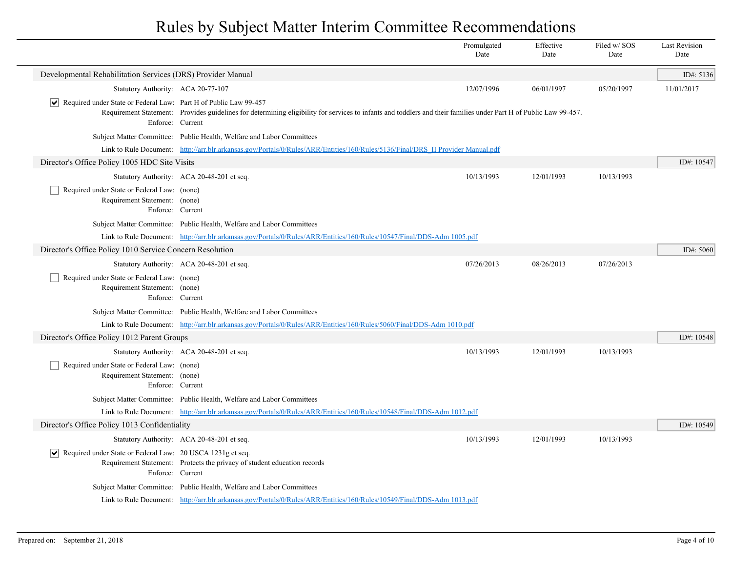# Rules by Subject Matter Interim Committee Recommendations

| | Promulgated Date | Effective Date | Filed w/ SOS Date | Last Revision Date |
|---|---|---|---|---|

## Developmental Rehabilitation Services (DRS) Provider Manual

ID#: 5136

| | | Promulgated Date | Effective Date | Filed w/ SOS Date | Last Revision Date |
|---|---|---|---|---|---|
| Statutory Authority: | ACA 20-77-107 | 12/07/1996 | 06/01/1997 | 05/20/1997 | 11/01/2017 |

- [x] Required under State or Federal Law: Part H of Public Law 99-457

Requirement Statement: Provides guidelines for determining eligibility for services to infants and toddlers and their families under Part H of Public Law 99-457.

Enforce: Current

Subject Matter Committee: Public Health, Welfare and Labor Committees

Link to Rule Document: http://arr.blr.arkansas.gov/Portals/0/Rules/ARR/Entities/160/Rules/5136/Final/DRS_II Provider Manual.pdf

## Director's Office Policy 1005 HDC Site Visits

ID#: 10547

| | | Promulgated Date | Effective Date | Filed w/ SOS Date | Last Revision Date |
|---|---|---|---|---|---|
| Statutory Authority: | ACA 20-48-201 et seq. | 10/13/1993 | 12/01/1993 | 10/13/1993 | |

- [ ] Required under State or Federal Law: (none)

Requirement Statement: (none)

Enforce: Current

Subject Matter Committee: Public Health, Welfare and Labor Committees

Link to Rule Document: http://arr.blr.arkansas.gov/Portals/0/Rules/ARR/Entities/160/Rules/10547/Final/DDS-Adm 1005.pdf

## Director's Office Policy 1010 Service Concern Resolution

ID#: 5060

| | | Promulgated Date | Effective Date | Filed w/ SOS Date | Last Revision Date |
|---|---|---|---|---|---|
| Statutory Authority: | ACA 20-48-201 et seq. | 07/26/2013 | 08/26/2013 | 07/26/2013 | |

- [ ] Required under State or Federal Law: (none)

Requirement Statement: (none)

Enforce: Current

Subject Matter Committee: Public Health, Welfare and Labor Committees

Link to Rule Document: http://arr.blr.arkansas.gov/Portals/0/Rules/ARR/Entities/160/Rules/5060/Final/DDS-Adm 1010.pdf

## Director's Office Policy 1012 Parent Groups

ID#: 10548

| | | Promulgated Date | Effective Date | Filed w/ SOS Date | Last Revision Date |
|---|---|---|---|---|---|
| Statutory Authority: | ACA 20-48-201 et seq. | 10/13/1993 | 12/01/1993 | 10/13/1993 | |

- [ ] Required under State or Federal Law: (none)

Requirement Statement: (none)

Enforce: Current

Subject Matter Committee: Public Health, Welfare and Labor Committees

Link to Rule Document: http://arr.blr.arkansas.gov/Portals/0/Rules/ARR/Entities/160/Rules/10548/Final/DDS-Adm 1012.pdf

## Director's Office Policy 1013 Confidentiality

ID#: 10549

| | | Promulgated Date | Effective Date | Filed w/ SOS Date | Last Revision Date |
|---|---|---|---|---|---|
| Statutory Authority: | ACA 20-48-201 et seq. | 10/13/1993 | 12/01/1993 | 10/13/1993 | |

- [x] Required under State or Federal Law: 20 USCA 1231g et seq.

Requirement Statement: Protects the privacy of student education records

Enforce: Current

Subject Matter Committee: Public Health, Welfare and Labor Committees

Link to Rule Document: http://arr.blr.arkansas.gov/Portals/0/Rules/ARR/Entities/160/Rules/10549/Final/DDS-Adm 1013.pdf

Prepared on: September 21, 2018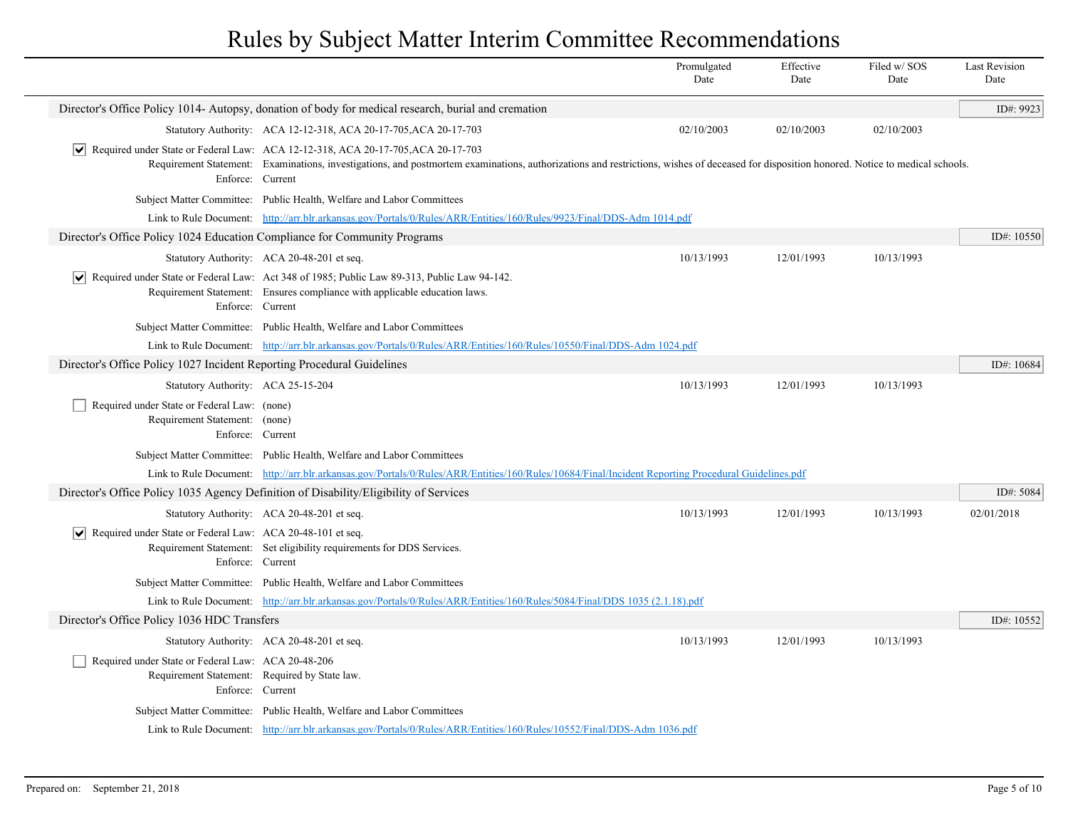# Rules by Subject Matter Interim Committee Recommendations

| | Promulgated Date | Effective Date | Filed w/ SOS Date | Last Revision Date |
|---|---|---|---|---|

## Director's Office Policy 1014- Autopsy, donation of body for medical research, burial and cremation

**ID#: 9923**

| | Promulgated Date | Effective Date | Filed w/ SOS Date | Last Revision Date |
|---|---|---|---|---|
| Statutory Authority: ACA 12-12-318, ACA 20-17-705,ACA 20-17-703 | 02/10/2003 | 02/10/2003 | 02/10/2003 | |

- [x] Required under State or Federal Law: ACA 12-12-318, ACA 20-17-705,ACA 20-17-703

Requirement Statement: Examinations, investigations, and postmortem examinations, authorizations and restrictions, wishes of deceased for disposition honored. Notice to medical schools.

Enforce: Current

Subject Matter Committee: Public Health, Welfare and Labor Committees

Link to Rule Document: [http://arr.blr.arkansas.gov/Portals/0/Rules/ARR/Entities/160/Rules/9923/Final/DDS-Adm 1014.pdf](http://arr.blr.arkansas.gov/Portals/0/Rules/ARR/Entities/160/Rules/9923/Final/DDS-Adm 1014.pdf)

## Director's Office Policy 1024 Education Compliance for Community Programs

**ID#: 10550**

| | Promulgated Date | Effective Date | Filed w/ SOS Date | Last Revision Date |
|---|---|---|---|---|
| Statutory Authority: ACA 20-48-201 et seq. | 10/13/1993 | 12/01/1993 | 10/13/1993 | |

- [x] Required under State or Federal Law: Act 348 of 1985; Public Law 89-313, Public Law 94-142.

Requirement Statement: Ensures compliance with applicable education laws.

Enforce: Current

Subject Matter Committee: Public Health, Welfare and Labor Committees

Link to Rule Document: [http://arr.blr.arkansas.gov/Portals/0/Rules/ARR/Entities/160/Rules/10550/Final/DDS-Adm 1024.pdf](http://arr.blr.arkansas.gov/Portals/0/Rules/ARR/Entities/160/Rules/10550/Final/DDS-Adm 1024.pdf)

## Director's Office Policy 1027 Incident Reporting Procedural Guidelines

**ID#: 10684**

| | Promulgated Date | Effective Date | Filed w/ SOS Date | Last Revision Date |
|---|---|---|---|---|
| Statutory Authority: ACA 25-15-204 | 10/13/1993 | 12/01/1993 | 10/13/1993 | |

- [ ] Required under State or Federal Law: (none)

Requirement Statement: (none)

Enforce: Current

Subject Matter Committee: Public Health, Welfare and Labor Committees

Link to Rule Document: [http://arr.blr.arkansas.gov/Portals/0/Rules/ARR/Entities/160/Rules/10684/Final/Incident Reporting Procedural Guidelines.pdf](http://arr.blr.arkansas.gov/Portals/0/Rules/ARR/Entities/160/Rules/10684/Final/Incident Reporting Procedural Guidelines.pdf)

## Director's Office Policy 1035 Agency Definition of Disability/Eligibility of Services

**ID#: 5084**

| | Promulgated Date | Effective Date | Filed w/ SOS Date | Last Revision Date |
|---|---|---|---|---|
| Statutory Authority: ACA 20-48-201 et seq. | 10/13/1993 | 12/01/1993 | 10/13/1993 | 02/01/2018 |

- [x] Required under State or Federal Law: ACA 20-48-101 et seq.

Requirement Statement: Set eligibility requirements for DDS Services.

Enforce: Current

Subject Matter Committee: Public Health, Welfare and Labor Committees

Link to Rule Document: [http://arr.blr.arkansas.gov/Portals/0/Rules/ARR/Entities/160/Rules/5084/Final/DDS 1035 (2.1.18).pdf](http://arr.blr.arkansas.gov/Portals/0/Rules/ARR/Entities/160/Rules/5084/Final/DDS 1035 (2.1.18).pdf)

## Director's Office Policy 1036 HDC Transfers

**ID#: 10552**

| | Promulgated Date | Effective Date | Filed w/ SOS Date | Last Revision Date |
|---|---|---|---|---|
| Statutory Authority: ACA 20-48-201 et seq. | 10/13/1993 | 12/01/1993 | 10/13/1993 | |

- [ ] Required under State or Federal Law: ACA 20-48-206

Requirement Statement: Required by State law.

Enforce: Current

Subject Matter Committee: Public Health, Welfare and Labor Committees

Link to Rule Document: [http://arr.blr.arkansas.gov/Portals/0/Rules/ARR/Entities/160/Rules/10552/Final/DDS-Adm 1036.pdf](http://arr.blr.arkansas.gov/Portals/0/Rules/ARR/Entities/160/Rules/10552/Final/DDS-Adm 1036.pdf)

Prepared on: September 21, 2018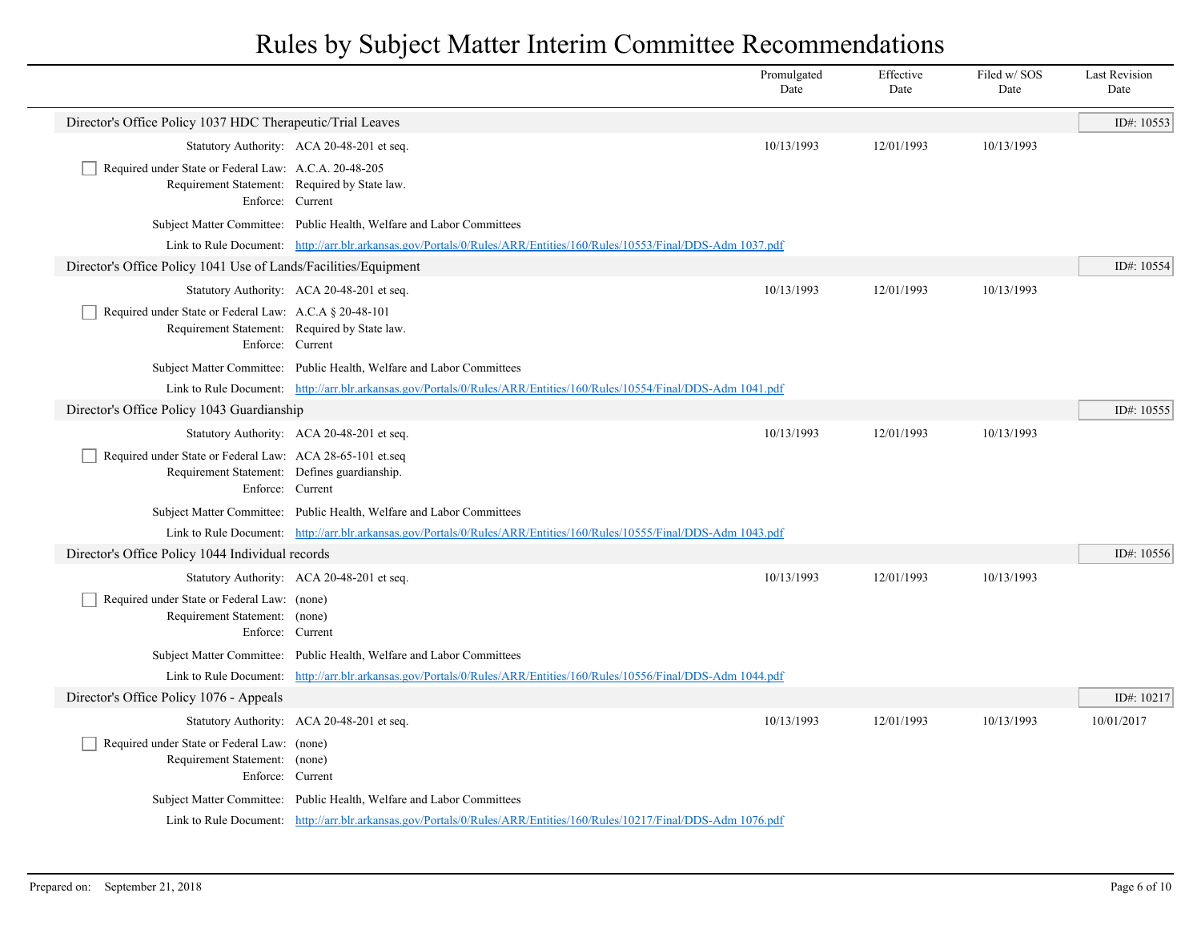# Rules by Subject Matter Interim Committee Recommendations

| | Promulgated Date | Effective Date | Filed w/ SOS Date | Last Revision Date |
|---|---|---|---|---|

## Director's Office Policy 1037 HDC Therapeutic/Trial Leaves

ID#: 10553

| | Promulgated Date | Effective Date | Filed w/ SOS Date | Last Revision Date |
|---|---|---|---|---|
| Statutory Authority: ACA 20-48-201 et seq. | 10/13/1993 | 12/01/1993 | 10/13/1993 | |

☐ Required under State or Federal Law: A.C.A. 20-48-205
Requirement Statement: Required by State law.
Enforce: Current

Subject Matter Committee: Public Health, Welfare and Labor Committees
Link to Rule Document: http://arr.blr.arkansas.gov/Portals/0/Rules/ARR/Entities/160/Rules/10553/Final/DDS-Adm 1037.pdf

## Director's Office Policy 1041 Use of Lands/Facilities/Equipment

ID#: 10554

| | Promulgated Date | Effective Date | Filed w/ SOS Date | Last Revision Date |
|---|---|---|---|---|
| Statutory Authority: ACA 20-48-201 et seq. | 10/13/1993 | 12/01/1993 | 10/13/1993 | |

☐ Required under State or Federal Law: A.C.A § 20-48-101
Requirement Statement: Required by State law.
Enforce: Current

Subject Matter Committee: Public Health, Welfare and Labor Committees
Link to Rule Document: http://arr.blr.arkansas.gov/Portals/0/Rules/ARR/Entities/160/Rules/10554/Final/DDS-Adm 1041.pdf

## Director's Office Policy 1043 Guardianship

ID#: 10555

| | Promulgated Date | Effective Date | Filed w/ SOS Date | Last Revision Date |
|---|---|---|---|---|
| Statutory Authority: ACA 20-48-201 et seq. | 10/13/1993 | 12/01/1993 | 10/13/1993 | |

☐ Required under State or Federal Law: ACA 28-65-101 et.seq
Requirement Statement: Defines guardianship.
Enforce: Current

Subject Matter Committee: Public Health, Welfare and Labor Committees
Link to Rule Document: http://arr.blr.arkansas.gov/Portals/0/Rules/ARR/Entities/160/Rules/10555/Final/DDS-Adm 1043.pdf

## Director's Office Policy 1044 Individual records

ID#: 10556

| | Promulgated Date | Effective Date | Filed w/ SOS Date | Last Revision Date |
|---|---|---|---|---|
| Statutory Authority: ACA 20-48-201 et seq. | 10/13/1993 | 12/01/1993 | 10/13/1993 | |

☐ Required under State or Federal Law: (none)
Requirement Statement: (none)
Enforce: Current

Subject Matter Committee: Public Health, Welfare and Labor Committees
Link to Rule Document: http://arr.blr.arkansas.gov/Portals/0/Rules/ARR/Entities/160/Rules/10556/Final/DDS-Adm 1044.pdf

## Director's Office Policy 1076 - Appeals

ID#: 10217

| | Promulgated Date | Effective Date | Filed w/ SOS Date | Last Revision Date |
|---|---|---|---|---|
| Statutory Authority: ACA 20-48-201 et seq. | 10/13/1993 | 12/01/1993 | 10/13/1993 | 10/01/2017 |

☐ Required under State or Federal Law: (none)
Requirement Statement: (none)
Enforce: Current

Subject Matter Committee: Public Health, Welfare and Labor Committees
Link to Rule Document: http://arr.blr.arkansas.gov/Portals/0/Rules/ARR/Entities/160/Rules/10217/Final/DDS-Adm 1076.pdf

Prepared on: September 21, 2018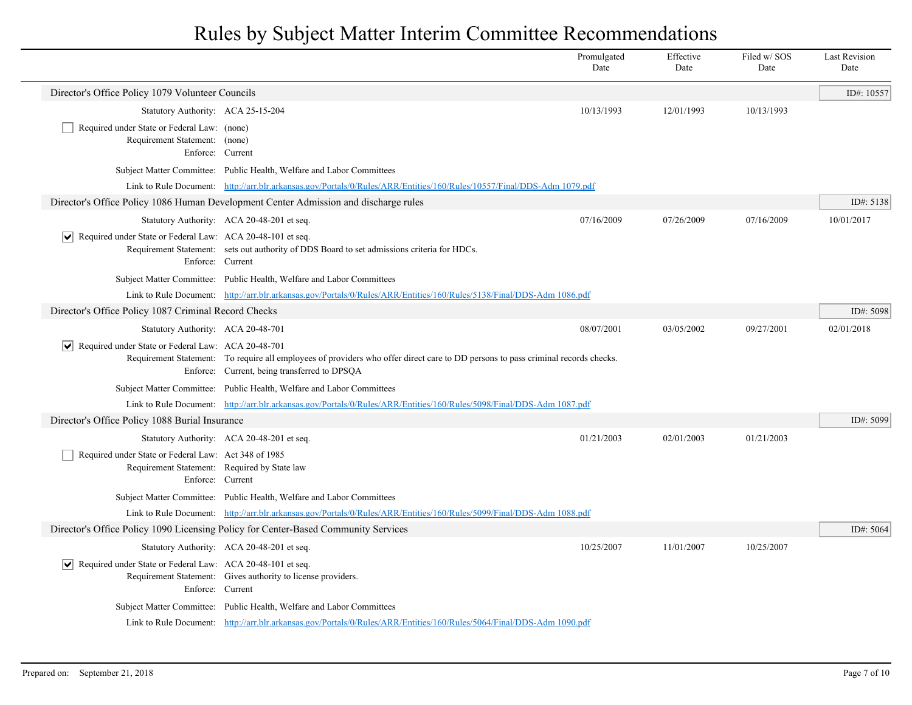# Rules by Subject Matter Interim Committee Recommendations

| | Promulgated Date | Effective Date | Filed w/ SOS Date | Last Revision Date |
|---|---|---|---|---|

## Director's Office Policy 1079 Volunteer Councils

ID#: 10557

| | | Promulgated Date | Effective Date | Filed w/ SOS Date | Last Revision Date |
|---|---|---|---|---|---|
| Statutory Authority: | ACA 25-15-204 | 10/13/1993 | 12/01/1993 | 10/13/1993 | |

☐ Required under State or Federal Law: (none)
Requirement Statement: (none)
Enforce: Current

Subject Matter Committee: Public Health, Welfare and Labor Committees

Link to Rule Document: [http://arr.blr.arkansas.gov/Portals/0/Rules/ARR/Entities/160/Rules/10557/Final/DDS-Adm 1079.pdf](http://arr.blr.arkansas.gov/Portals/0/Rules/ARR/Entities/160/Rules/10557/Final/DDS-Adm 1079.pdf)

## Director's Office Policy 1086 Human Development Center Admission and discharge rules

ID#: 5138

| | | Promulgated Date | Effective Date | Filed w/ SOS Date | Last Revision Date |
|---|---|---|---|---|---|
| Statutory Authority: | ACA 20-48-201 et seq. | 07/16/2009 | 07/26/2009 | 07/16/2009 | 10/01/2017 |

☑ Required under State or Federal Law: ACA 20-48-101 et seq.
Requirement Statement: sets out authority of DDS Board to set admissions criteria for HDCs.
Enforce: Current

Subject Matter Committee: Public Health, Welfare and Labor Committees

Link to Rule Document: [http://arr.blr.arkansas.gov/Portals/0/Rules/ARR/Entities/160/Rules/5138/Final/DDS-Adm 1086.pdf](http://arr.blr.arkansas.gov/Portals/0/Rules/ARR/Entities/160/Rules/5138/Final/DDS-Adm 1086.pdf)

## Director's Office Policy 1087 Criminal Record Checks

ID#: 5098

| | | Promulgated Date | Effective Date | Filed w/ SOS Date | Last Revision Date |
|---|---|---|---|---|---|
| Statutory Authority: | ACA 20-48-701 | 08/07/2001 | 03/05/2002 | 09/27/2001 | 02/01/2018 |

☑ Required under State or Federal Law: ACA 20-48-701
Requirement Statement: To require all employees of providers who offer direct care to DD persons to pass criminal records checks.
Enforce: Current, being transferred to DPSQA

Subject Matter Committee: Public Health, Welfare and Labor Committees

Link to Rule Document: [http://arr.blr.arkansas.gov/Portals/0/Rules/ARR/Entities/160/Rules/5098/Final/DDS-Adm 1087.pdf](http://arr.blr.arkansas.gov/Portals/0/Rules/ARR/Entities/160/Rules/5098/Final/DDS-Adm 1087.pdf)

## Director's Office Policy 1088 Burial Insurance

ID#: 5099

| | | Promulgated Date | Effective Date | Filed w/ SOS Date | Last Revision Date |
|---|---|---|---|---|---|
| Statutory Authority: | ACA 20-48-201 et seq. | 01/21/2003 | 02/01/2003 | 01/21/2003 | |

☐ Required under State or Federal Law: Act 348 of 1985
Requirement Statement: Required by State law
Enforce: Current

Subject Matter Committee: Public Health, Welfare and Labor Committees

Link to Rule Document: [http://arr.blr.arkansas.gov/Portals/0/Rules/ARR/Entities/160/Rules/5099/Final/DDS-Adm 1088.pdf](http://arr.blr.arkansas.gov/Portals/0/Rules/ARR/Entities/160/Rules/5099/Final/DDS-Adm 1088.pdf)

## Director's Office Policy 1090 Licensing Policy for Center-Based Community Services

ID#: 5064

| | | Promulgated Date | Effective Date | Filed w/ SOS Date | Last Revision Date |
|---|---|---|---|---|---|
| Statutory Authority: | ACA 20-48-201 et seq. | 10/25/2007 | 11/01/2007 | 10/25/2007 | |

☑ Required under State or Federal Law: ACA 20-48-101 et seq.
Requirement Statement: Gives authority to license providers.
Enforce: Current

Subject Matter Committee: Public Health, Welfare and Labor Committees

Link to Rule Document: [http://arr.blr.arkansas.gov/Portals/0/Rules/ARR/Entities/160/Rules/5064/Final/DDS-Adm 1090.pdf](http://arr.blr.arkansas.gov/Portals/0/Rules/ARR/Entities/160/Rules/5064/Final/DDS-Adm 1090.pdf)

Prepared on: September 21, 2018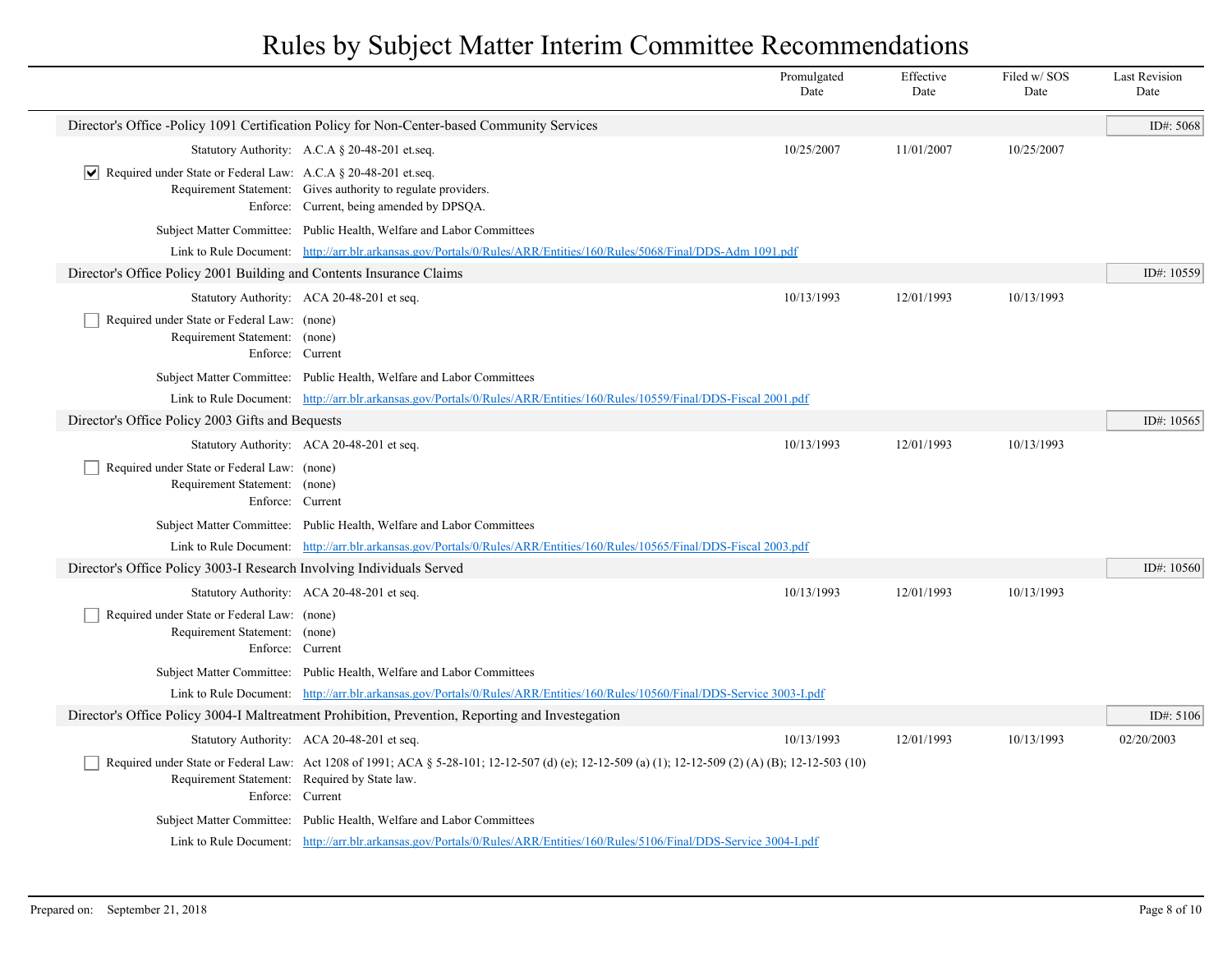# Rules by Subject Matter Interim Committee Recommendations

| | Promulgated Date | Effective Date | Filed w/ SOS Date | Last Revision Date |
|---|---|---|---|---|

## Director's Office -Policy 1091 Certification Policy for Non-Center-based Community Services

ID#: 5068

| | Promulgated Date | Effective Date | Filed w/ SOS Date | Last Revision Date |
|---|---|---|---|---|
| Statutory Authority: A.C.A § 20-48-201 et.seq. | 10/25/2007 | 11/01/2007 | 10/25/2007 | |

- [x] Required under State or Federal Law: A.C.A § 20-48-201 et.seq.

Requirement Statement: Gives authority to regulate providers.

Enforce: Current, being amended by DPSQA.

Subject Matter Committee: Public Health, Welfare and Labor Committees

Link to Rule Document: http://arr.blr.arkansas.gov/Portals/0/Rules/ARR/Entities/160/Rules/5068/Final/DDS-Adm 1091.pdf

## Director's Office Policy 2001 Building and Contents Insurance Claims

ID#: 10559

| | Promulgated Date | Effective Date | Filed w/ SOS Date | Last Revision Date |
|---|---|---|---|---|
| Statutory Authority: ACA 20-48-201 et seq. | 10/13/1993 | 12/01/1993 | 10/13/1993 | |

- [ ] Required under State or Federal Law: (none)

Requirement Statement: (none)

Enforce: Current

Subject Matter Committee: Public Health, Welfare and Labor Committees

Link to Rule Document: http://arr.blr.arkansas.gov/Portals/0/Rules/ARR/Entities/160/Rules/10559/Final/DDS-Fiscal 2001.pdf

## Director's Office Policy 2003 Gifts and Bequests

ID#: 10565

| | Promulgated Date | Effective Date | Filed w/ SOS Date | Last Revision Date |
|---|---|---|---|---|
| Statutory Authority: ACA 20-48-201 et seq. | 10/13/1993 | 12/01/1993 | 10/13/1993 | |

- [ ] Required under State or Federal Law: (none)

Requirement Statement: (none)

Enforce: Current

Subject Matter Committee: Public Health, Welfare and Labor Committees

Link to Rule Document: http://arr.blr.arkansas.gov/Portals/0/Rules/ARR/Entities/160/Rules/10565/Final/DDS-Fiscal 2003.pdf

## Director's Office Policy 3003-I Research Involving Individuals Served

ID#: 10560

| | Promulgated Date | Effective Date | Filed w/ SOS Date | Last Revision Date |
|---|---|---|---|---|
| Statutory Authority: ACA 20-48-201 et seq. | 10/13/1993 | 12/01/1993 | 10/13/1993 | |

- [ ] Required under State or Federal Law: (none)

Requirement Statement: (none)

Enforce: Current

Subject Matter Committee: Public Health, Welfare and Labor Committees

Link to Rule Document: http://arr.blr.arkansas.gov/Portals/0/Rules/ARR/Entities/160/Rules/10560/Final/DDS-Service 3003-I.pdf

## Director's Office Policy 3004-I Maltreatment Prohibition, Prevention, Reporting and Investegation

ID#: 5106

| | Promulgated Date | Effective Date | Filed w/ SOS Date | Last Revision Date |
|---|---|---|---|---|
| Statutory Authority: ACA 20-48-201 et seq. | 10/13/1993 | 12/01/1993 | 10/13/1993 | 02/20/2003 |

- [ ] Required under State or Federal Law: Act 1208 of 1991; ACA § 5-28-101; 12-12-507 (d) (e); 12-12-509 (a) (1); 12-12-509 (2) (A) (B); 12-12-503 (10)

Requirement Statement: Required by State law.

Enforce: Current

Subject Matter Committee: Public Health, Welfare and Labor Committees

Link to Rule Document: http://arr.blr.arkansas.gov/Portals/0/Rules/ARR/Entities/160/Rules/5106/Final/DDS-Service 3004-I.pdf

Prepared on: September 21, 2018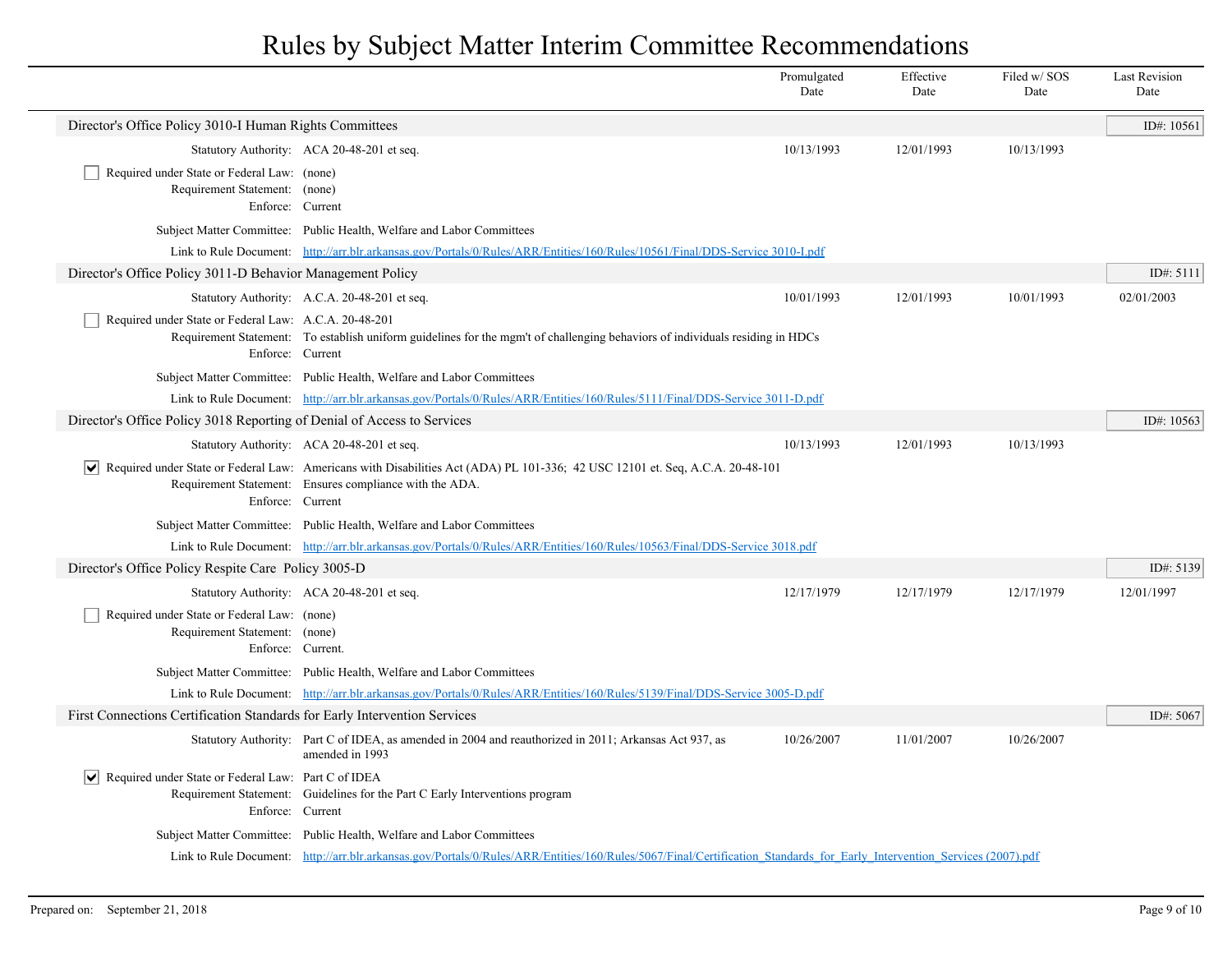# Rules by Subject Matter Interim Committee Recommendations

| | Promulgated Date | Effective Date | Filed w/ SOS Date | Last Revision Date |
|---|---|---|---|---|

## Director's Office Policy 3010-I Human Rights Committees

ID#: 10561

| | Promulgated Date | Effective Date | Filed w/ SOS Date | Last Revision Date |
|---|---|---|---|---|
| Statutory Authority: ACA 20-48-201 et seq. | 10/13/1993 | 12/01/1993 | 10/13/1993 | |

- [ ] Required under State or Federal Law: (none)

Requirement Statement: (none)

Enforce: Current

Subject Matter Committee: Public Health, Welfare and Labor Committees

Link to Rule Document: http://arr.blr.arkansas.gov/Portals/0/Rules/ARR/Entities/160/Rules/10561/Final/DDS-Service 3010-I.pdf

## Director's Office Policy 3011-D Behavior Management Policy

ID#: 5111

| | Promulgated Date | Effective Date | Filed w/ SOS Date | Last Revision Date |
|---|---|---|---|---|
| Statutory Authority: A.C.A. 20-48-201 et seq. | 10/01/1993 | 12/01/1993 | 10/01/1993 | 02/01/2003 |

- [ ] Required under State or Federal Law: A.C.A. 20-48-201

Requirement Statement: To establish uniform guidelines for the mgm't of challenging behaviors of individuals residing in HDCs

Enforce: Current

Subject Matter Committee: Public Health, Welfare and Labor Committees

Link to Rule Document: http://arr.blr.arkansas.gov/Portals/0/Rules/ARR/Entities/160/Rules/5111/Final/DDS-Service 3011-D.pdf

## Director's Office Policy 3018 Reporting of Denial of Access to Services

ID#: 10563

| | Promulgated Date | Effective Date | Filed w/ SOS Date | Last Revision Date |
|---|---|---|---|---|
| Statutory Authority: ACA 20-48-201 et seq. | 10/13/1993 | 12/01/1993 | 10/13/1993 | |

- [x] Required under State or Federal Law: Americans with Disabilities Act (ADA) PL 101-336; 42 USC 12101 et. Seq, A.C.A. 20-48-101

Requirement Statement: Ensures compliance with the ADA.

Enforce: Current

Subject Matter Committee: Public Health, Welfare and Labor Committees

Link to Rule Document: http://arr.blr.arkansas.gov/Portals/0/Rules/ARR/Entities/160/Rules/10563/Final/DDS-Service 3018.pdf

## Director's Office Policy Respite Care Policy 3005-D

ID#: 5139

| | Promulgated Date | Effective Date | Filed w/ SOS Date | Last Revision Date |
|---|---|---|---|---|
| Statutory Authority: ACA 20-48-201 et seq. | 12/17/1979 | 12/17/1979 | 12/17/1979 | 12/01/1997 |

- [ ] Required under State or Federal Law: (none)

Requirement Statement: (none)

Enforce: Current.

Subject Matter Committee: Public Health, Welfare and Labor Committees

Link to Rule Document: http://arr.blr.arkansas.gov/Portals/0/Rules/ARR/Entities/160/Rules/5139/Final/DDS-Service 3005-D.pdf

## First Connections Certification Standards for Early Intervention Services

ID#: 5067

| | Promulgated Date | Effective Date | Filed w/ SOS Date | Last Revision Date |
|---|---|---|---|---|
| Statutory Authority: Part C of IDEA, as amended in 2004 and reauthorized in 2011; Arkansas Act 937, as amended in 1993 | 10/26/2007 | 11/01/2007 | 10/26/2007 | |

- [x] Required under State or Federal Law: Part C of IDEA

Requirement Statement: Guidelines for the Part C Early Interventions program

Enforce: Current

Subject Matter Committee: Public Health, Welfare and Labor Committees

Link to Rule Document: http://arr.blr.arkansas.gov/Portals/0/Rules/ARR/Entities/160/Rules/5067/Final/Certification_Standards_for_Early_Intervention_Services (2007).pdf

Prepared on: September 21, 2018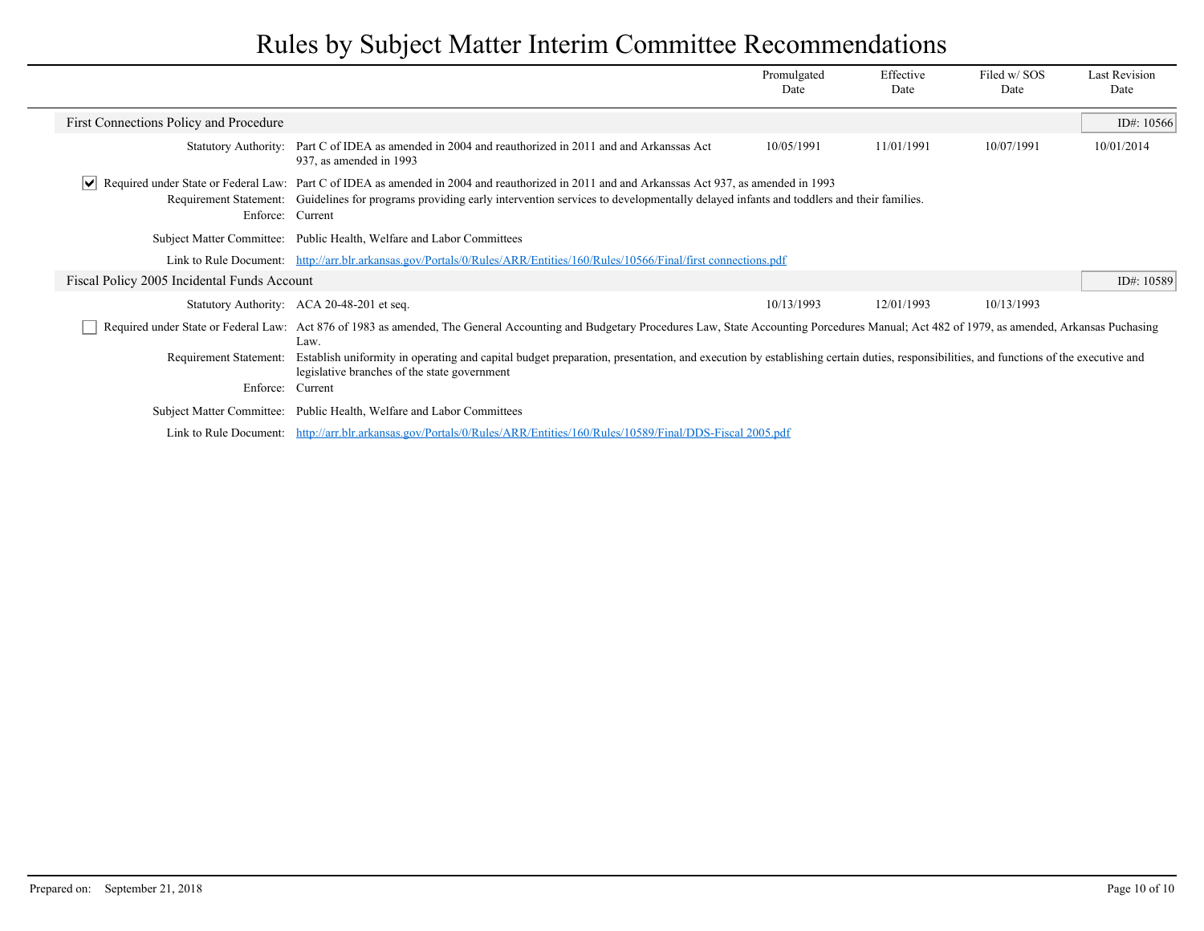# Rules by Subject Matter Interim Committee Recommendations

| | | Promulgated Date | Effective Date | Filed w/ SOS Date | Last Revision Date |
|---|---|---|---|---|---|

## First Connections Policy and Procedure

ID#: 10566

| | | Promulgated Date | Effective Date | Filed w/ SOS Date | Last Revision Date |
|---|---|---|---|---|---|
| Statutory Authority: | Part C of IDEA as amended in 2004 and reauthorized in 2011 and and Arkanssas Act 937, as amended in 1993 | 10/05/1991 | 11/01/1991 | 10/07/1991 | 10/01/2014 |

☑ Required under State or Federal Law: Part C of IDEA as amended in 2004 and reauthorized in 2011 and and Arkanssas Act 937, as amended in 1993

Requirement Statement: Guidelines for programs providing early intervention services to developmentally delayed infants and toddlers and their families.

Enforce: Current

Subject Matter Committee: Public Health, Welfare and Labor Committees

Link to Rule Document: [http://arr.blr.arkansas.gov/Portals/0/Rules/ARR/Entities/160/Rules/10566/Final/first connections.pdf](http://arr.blr.arkansas.gov/Portals/0/Rules/ARR/Entities/160/Rules/10566/Final/first connections.pdf)

## Fiscal Policy 2005 Incidental Funds Account

ID#: 10589

| | | Promulgated Date | Effective Date | Filed w/ SOS Date | Last Revision Date |
|---|---|---|---|---|---|
| Statutory Authority: | ACA 20-48-201 et seq. | 10/13/1993 | 12/01/1993 | 10/13/1993 | |

☐ Required under State or Federal Law: Act 876 of 1983 as amended, The General Accounting and Budgetary Procedures Law, State Accounting Porcedures Manual; Act 482 of 1979, as amended, Arkansas Puchasing Law.

Requirement Statement: Establish uniformity in operating and capital budget preparation, presentation, and execution by establishing certain duties, responsibilities, and functions of the executive and legislative branches of the state government

Enforce: Current

Subject Matter Committee: Public Health, Welfare and Labor Committees

Link to Rule Document: [http://arr.blr.arkansas.gov/Portals/0/Rules/ARR/Entities/160/Rules/10589/Final/DDS-Fiscal 2005.pdf](http://arr.blr.arkansas.gov/Portals/0/Rules/ARR/Entities/160/Rules/10589/Final/DDS-Fiscal 2005.pdf)

Prepared on: September 21, 2018